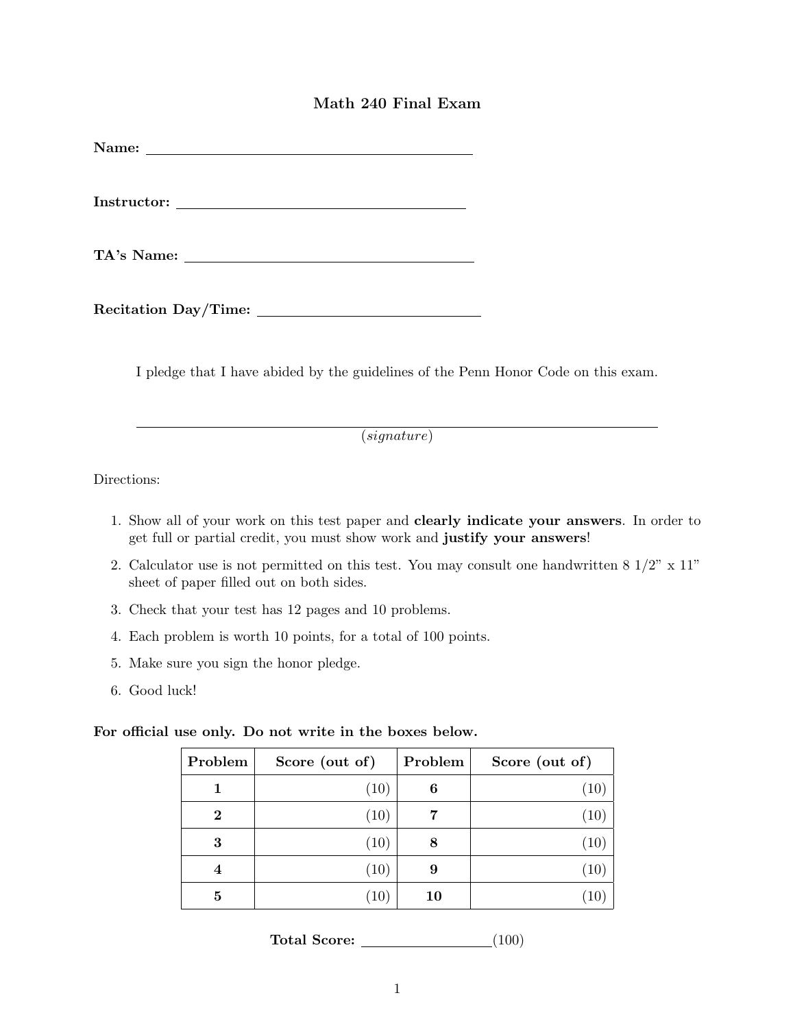# Math 240 Final Exam

**Name:** ______________________________

**Instructor:** ______________________________

**TA's Name:** ______________________________

**Recitation Day/Time:** ______________________________

I pledge that I have abided by the guidelines of the Penn Honor Code on this exam.

______________________________________________

(*signature*)

Directions:

1. Show all of your work on this test paper and **clearly indicate your answers**. In order to get full or partial credit, you must show work and **justify your answers**!
2. Calculator use is not permitted on this test. You may consult one handwritten 8 1/2" x 11" sheet of paper filled out on both sides.
3. Check that your test has 12 pages and 10 problems.
4. Each problem is worth 10 points, for a total of 100 points.
5. Make sure you sign the honor pledge.
6. Good luck!

**For official use only. Do not write in the boxes below.**

| **Problem** | **Score (out of)** | **Problem** | **Score (out of)** |
|---|---|---|---|
| **1** | (10) | **6** | (10) |
| **2** | (10) | **7** | (10) |
| **3** | (10) | **8** | (10) |
| **4** | (10) | **9** | (10) |
| **5** | (10) | **10** | (10) |

**Total Score:** ______________(100)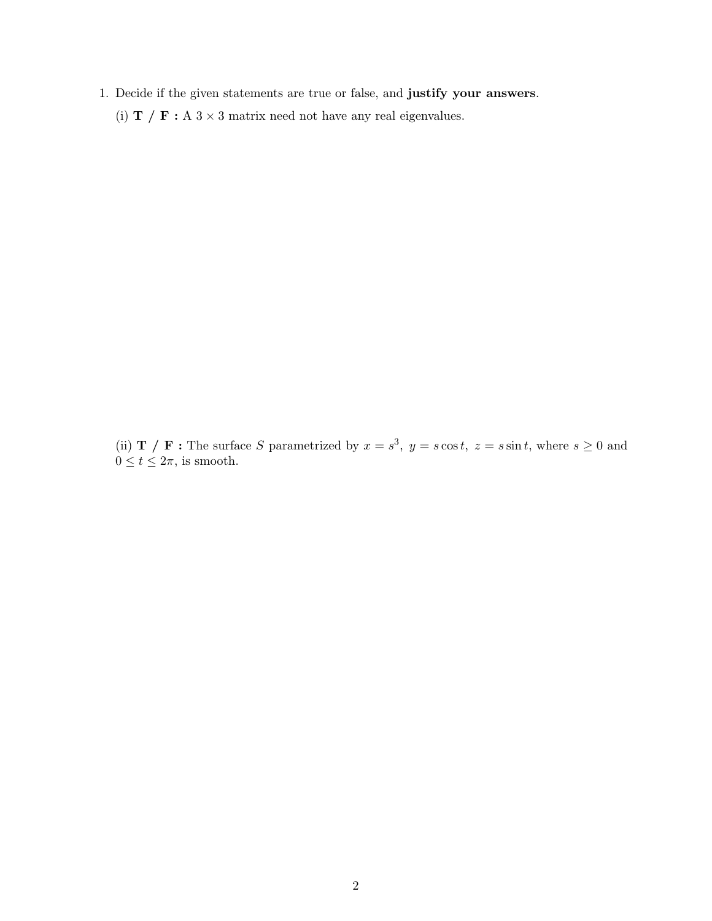1. Decide if the given statements are true or false, and **justify your answers**.

(i) **T / F :** A $3 \times 3$ matrix need not have any real eigenvalues.

(ii) **T / F :** The surface $S$ parametrized by $x = s^3,\ y = s\cos t,\ z = s\sin t$, where $s \geq 0$ and $0 \leq t \leq 2\pi$, is smooth.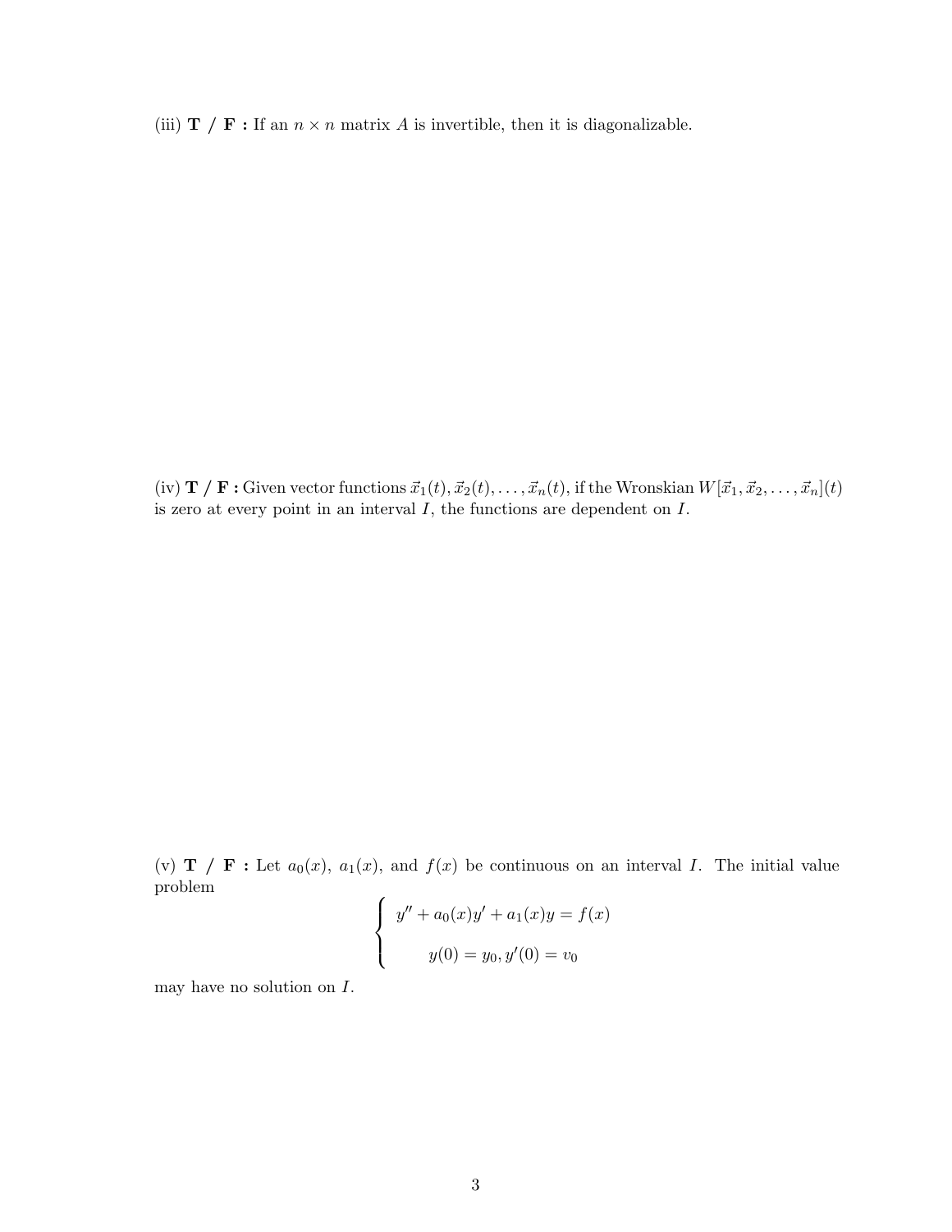(iii) **T / F :** If an $n \times n$ matrix $A$ is invertible, then it is diagonalizable.

(iv) **T / F :** Given vector functions $\vec{x}_1(t), \vec{x}_2(t), \ldots, \vec{x}_n(t)$, if the Wronskian $W[\vec{x}_1, \vec{x}_2, \ldots, \vec{x}_n](t)$ is zero at every point in an interval $I$, the functions are dependent on $I$.

(v) **T / F :** Let $a_0(x)$, $a_1(x)$, and $f(x)$ be continuous on an interval $I$. The initial value problem

$$\begin{cases} y'' + a_0(x)y' + a_1(x)y = f(x) \\ y(0) = y_0, y'(0) = v_0 \end{cases}$$

may have no solution on $I$.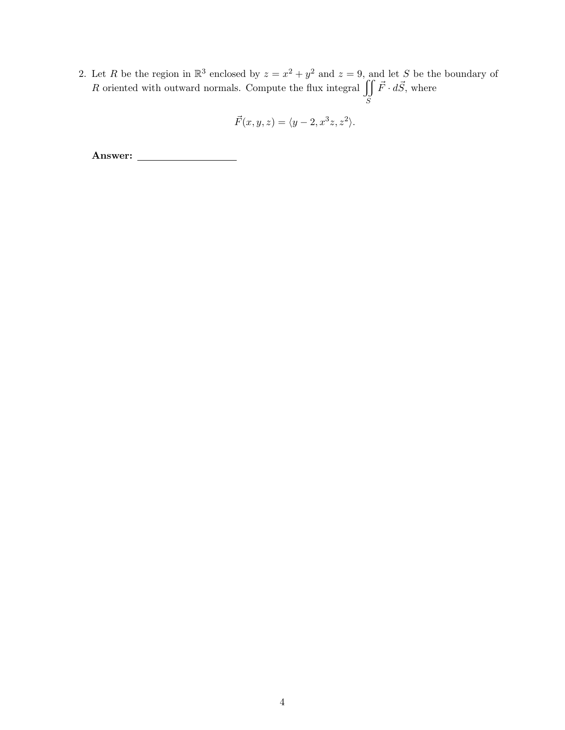2. Let $R$ be the region in $\mathbb{R}^3$ enclosed by $z = x^2 + y^2$ and $z = 9$, and let $S$ be the boundary of $R$ oriented with outward normals. Compute the flux integral $\iint\limits_S \vec{F} \cdot d\vec{S}$, where

$$\vec{F}(x, y, z) = \langle y - 2, x^3 z, z^2 \rangle.$$

**Answer:** \_\_\_\_\_\_\_\_\_\_\_\_\_\_\_\_\_\_\_\_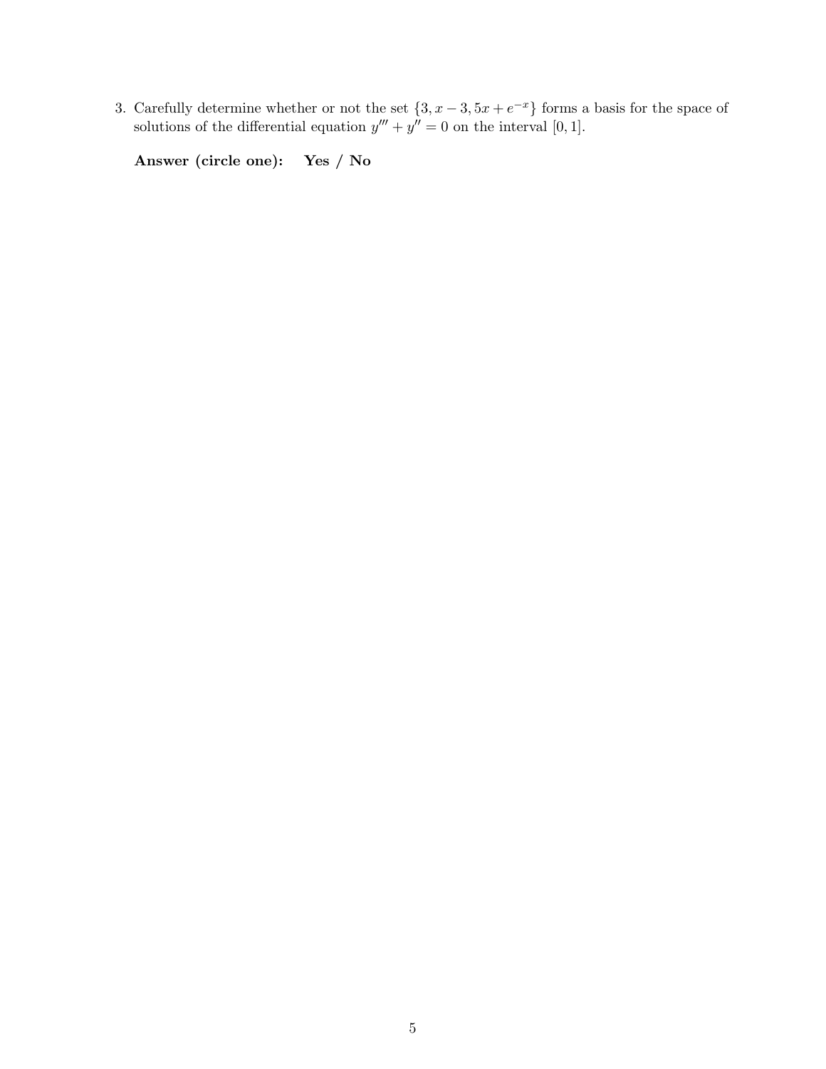3. Carefully determine whether or not the set $\{3, x-3, 5x+e^{-x}\}$ forms a basis for the space of solutions of the differential equation $y''' + y'' = 0$ on the interval $[0, 1]$.

   **Answer (circle one): Yes / No**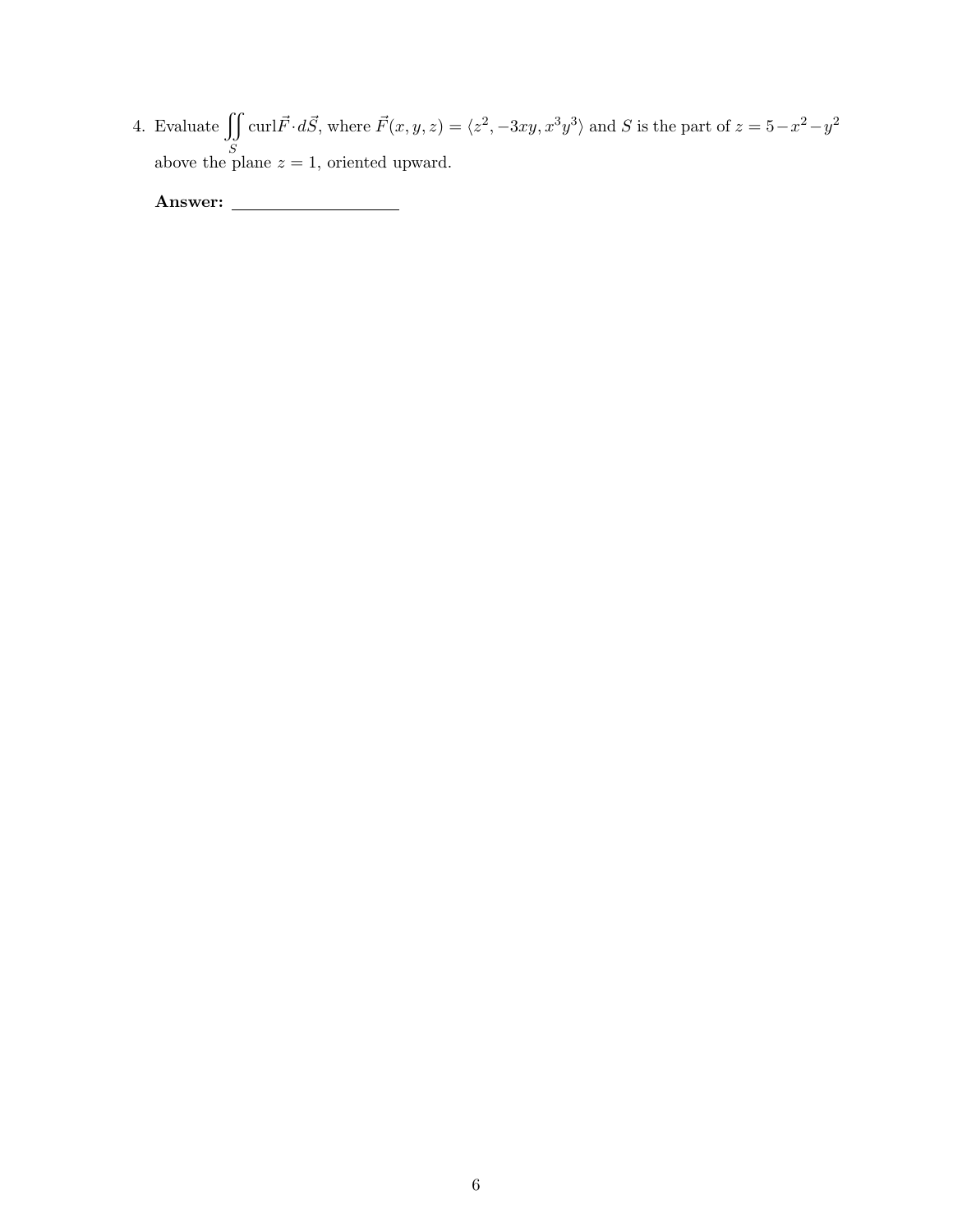4. Evaluate $\iint\limits_S \text{curl}\vec{F} \cdot d\vec{S}$, where $\vec{F}(x, y, z) = \langle z^2, -3xy, x^3y^3 \rangle$ and $S$ is the part of $z = 5 - x^2 - y^2$ above the plane $z = 1$, oriented upward.

   **Answer:** ____________________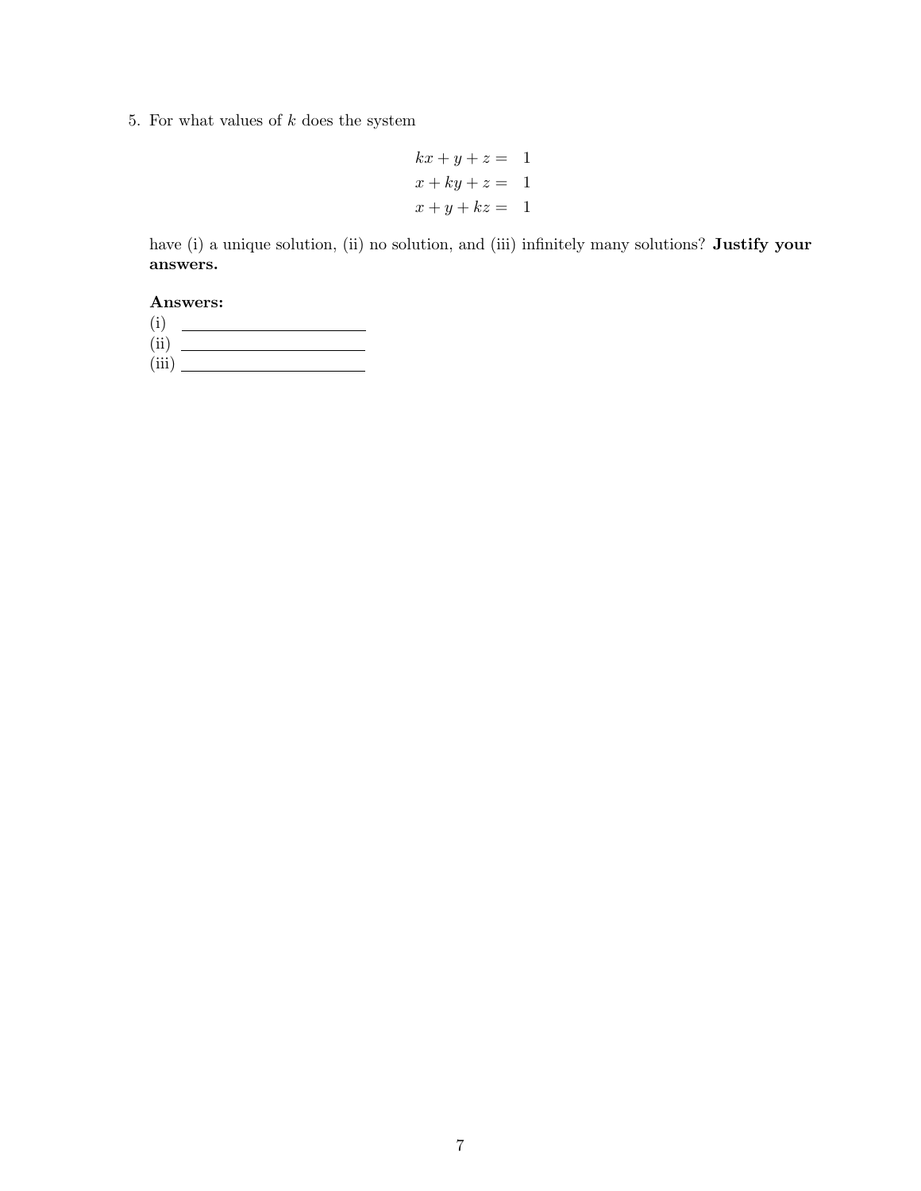5. For what values of $k$ does the system

$$
\begin{aligned}
kx + y + z &= 1 \\
x + ky + z &= 1 \\
x + y + kz &= 1
\end{aligned}
$$

have (i) a unique solution, (ii) no solution, and (iii) infinitely many solutions? **Justify your answers.**

**Answers:**

(i) ______________________

(ii) ______________________

(iii) ______________________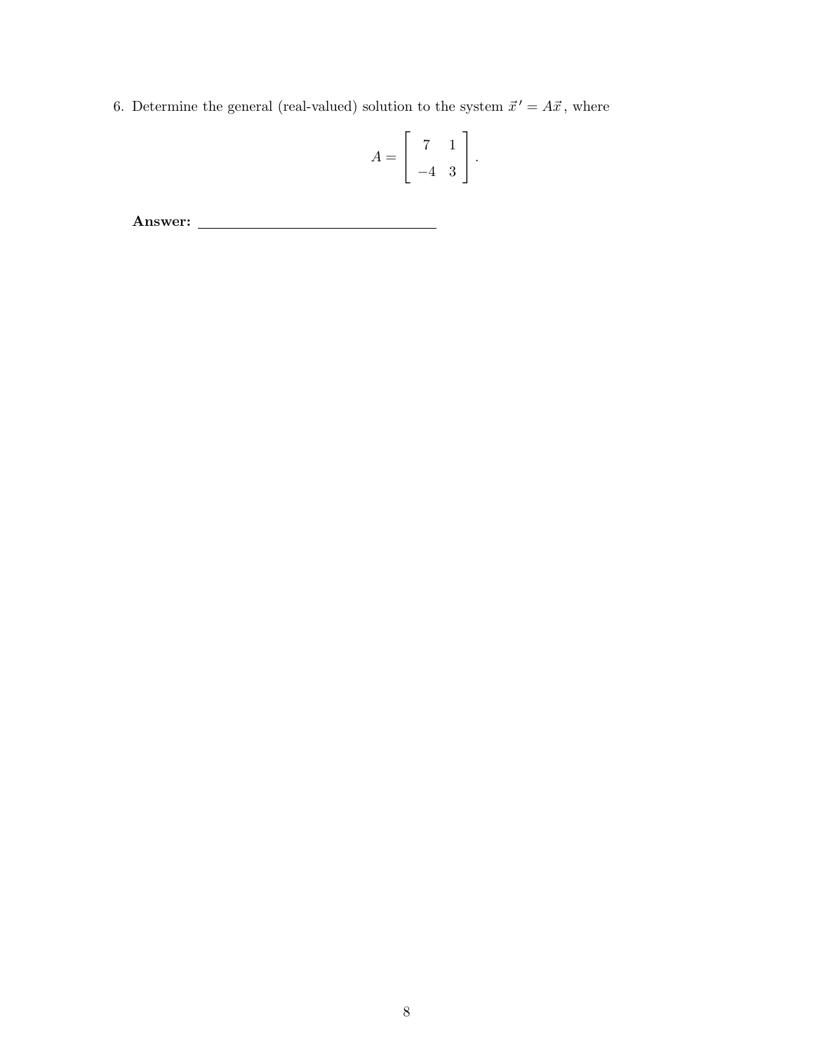6. Determine the general (real-valued) solution to the system $\vec{x}\,' = A\vec{x}$, where

$$A = \begin{bmatrix} 7 & 1 \\ -4 & 3 \end{bmatrix}.$$

**Answer:** \_\_\_\_\_\_\_\_\_\_\_\_\_\_\_\_\_\_\_\_\_\_\_\_\_\_\_\_\_\_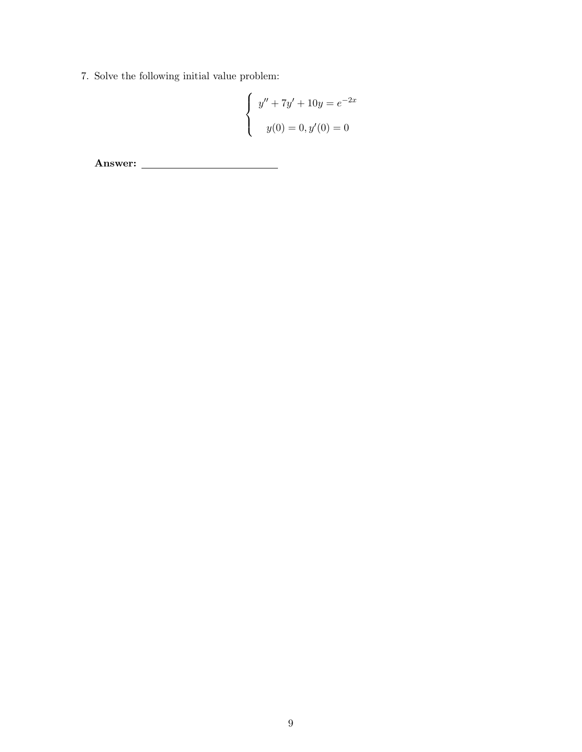7. Solve the following initial value problem:

$$
\begin{cases}
y'' + 7y' + 10y = e^{-2x} \\
y(0) = 0, y'(0) = 0
\end{cases}
$$

**Answer:** \_\_\_\_\_\_\_\_\_\_\_\_\_\_\_\_\_\_\_\_\_\_\_\_\_\_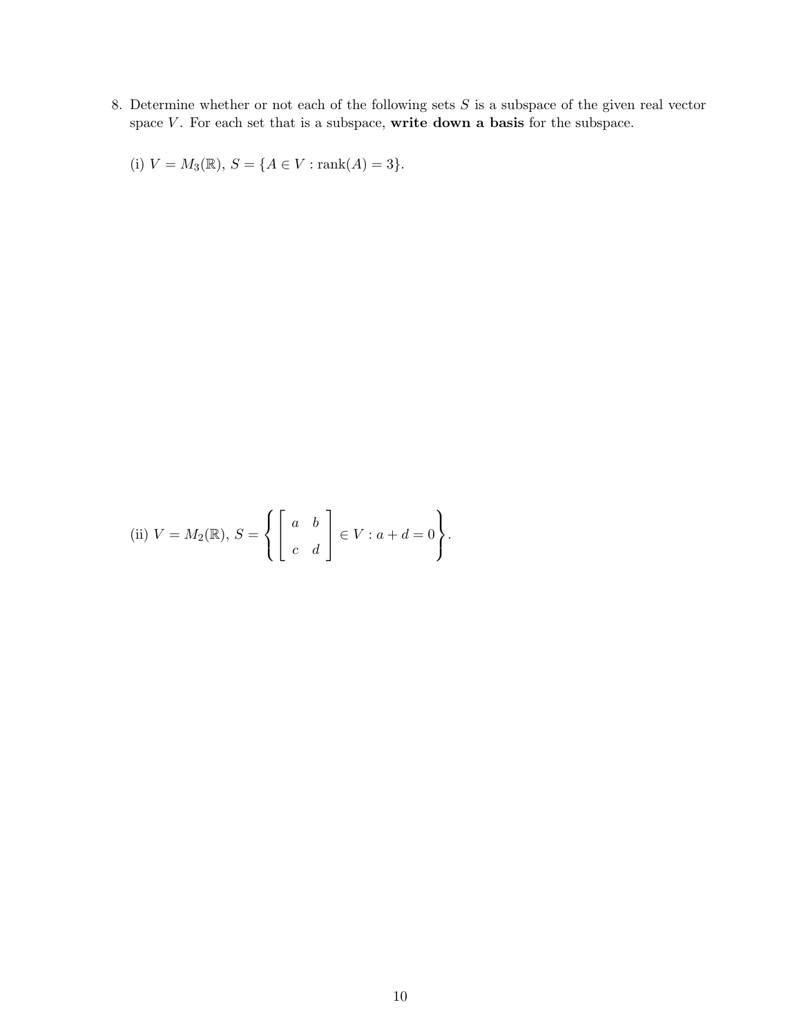8. Determine whether or not each of the following sets $S$ is a subspace of the given real vector space $V$. For each set that is a subspace, **write down a basis** for the subspace.

   (i) $V = M_3(\mathbb{R})$, $S = \{A \in V : \text{rank}(A) = 3\}$.

   (ii) $V = M_2(\mathbb{R})$, $S = \left\{ \begin{bmatrix} a & b \\ c & d \end{bmatrix} \in V : a + d = 0 \right\}$.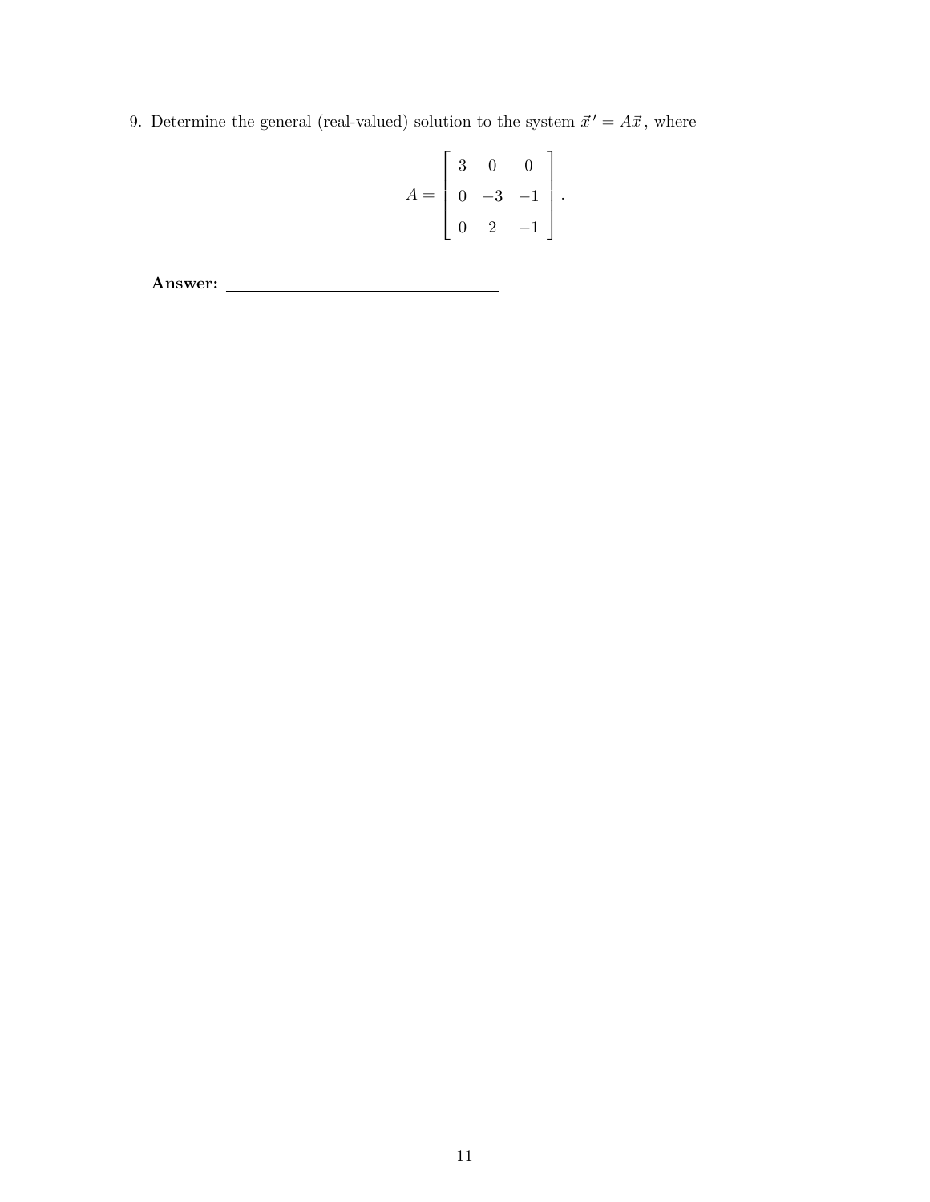9. Determine the general (real-valued) solution to the system $\vec{x}\,' = A\vec{x}$, where

$$A = \begin{bmatrix} 3 & 0 & 0 \\ 0 & -3 & -1 \\ 0 & 2 & -1 \end{bmatrix}.$$

**Answer:** ______________________________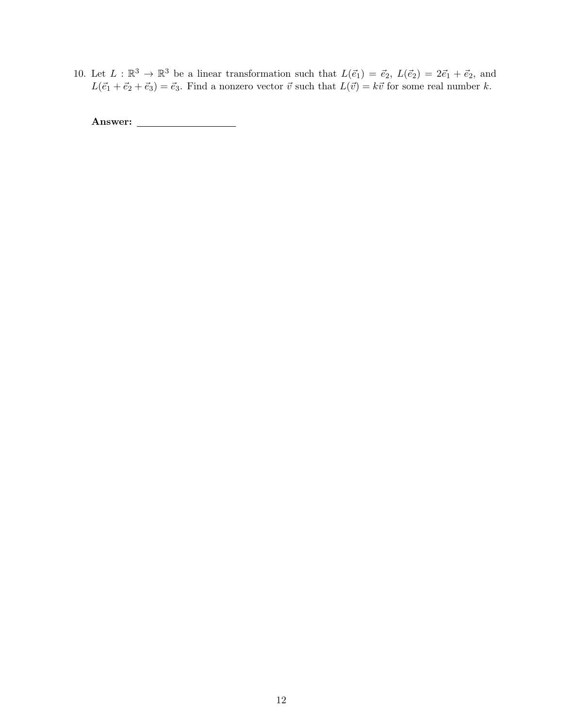10. Let $L : \mathbb{R}^3 \to \mathbb{R}^3$ be a linear transformation such that $L(\vec{e}_1) = \vec{e}_2$, $L(\vec{e}_2) = 2\vec{e}_1 + \vec{e}_2$, and $L(\vec{e}_1 + \vec{e}_2 + \vec{e}_3) = \vec{e}_3$. Find a nonzero vector $\vec{v}$ such that $L(\vec{v}) = k\vec{v}$ for some real number $k$.

**Answer:** \_\_\_\_\_\_\_\_\_\_\_\_\_\_\_\_\_\_\_\_